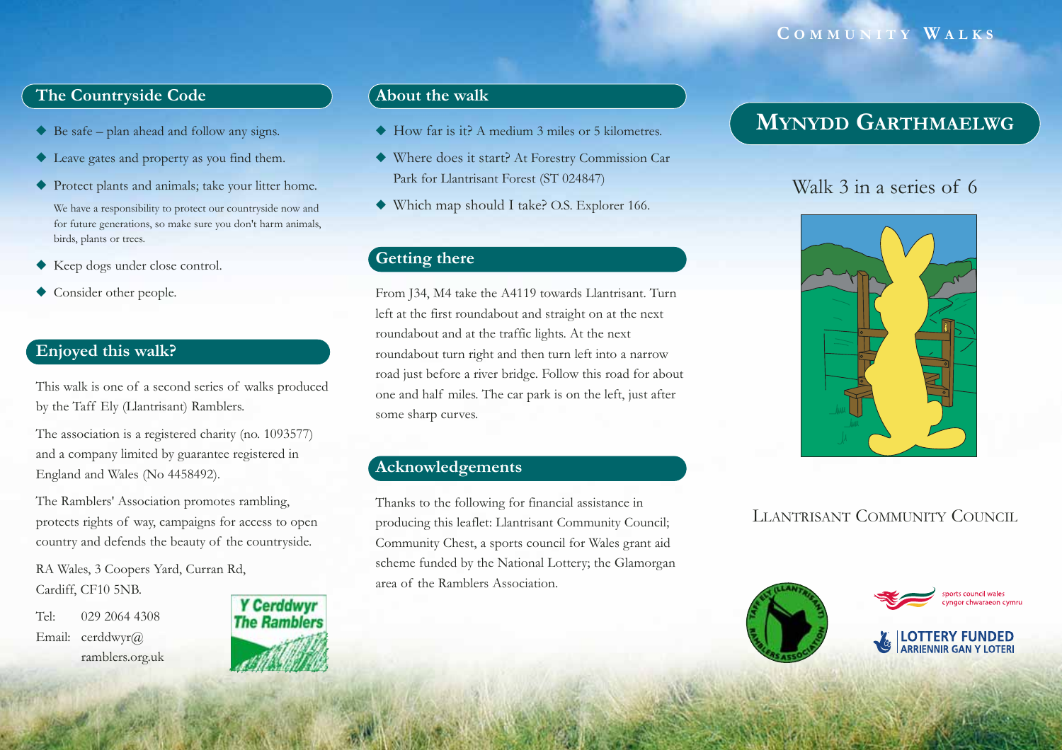Community Walks

# Mynydd Garthmaelwg

Walk 3 in a series of 6

Llantrisant Community Council

## The Countryside Code

- Be safe – plan ahead and follow any signs.
- Leave gates and property as you find them.
- Protect plants and animals; take your litter home.

  We have a responsibility to protect our countryside now and for future generations, so make sure you don't harm animals, birds, plants or trees.
- Keep dogs under close control.
- Consider other people.

## Enjoyed this walk?

This walk is one of a second series of walks produced by the Taff Ely (Llantrisant) Ramblers.

The association is a registered charity (no. 1093577) and a company limited by guarantee registered in England and Wales (No 4458492).

The Ramblers' Association promotes rambling, protects rights of way, campaigns for access to open country and defends the beauty of the countryside.

RA Wales, 3 Coopers Yard, Curran Rd, Cardiff, CF10 5NB.

Tel: 029 2064 4308
Email: cerddwyr@ramblers.org.uk

Y Cerddwyr
The Ramblers

## About the walk

- How far is it? A medium 3 miles or 5 kilometres.
- Where does it start? At Forestry Commission Car Park for Llantrisant Forest (ST 024847)
- Which map should I take? O.S. Explorer 166.

## Getting there

From J34, M4 take the A4119 towards Llantrisant. Turn left at the first roundabout and straight on at the next roundabout and at the traffic lights. At the next roundabout turn right and then turn left into a narrow road just before a river bridge. Follow this road for about one and half miles. The car park is on the left, just after some sharp curves.

## Acknowledgements

Thanks to the following for financial assistance in producing this leaflet: Llantrisant Community Council; Community Chest, a sports council for Wales grant aid scheme funded by the National Lottery; the Glamorgan area of the Ramblers Association.

Taff Ely (Llantrisant) Ramblers Association

sports council wales
cyngor chwaraeon cymru

LOTTERY FUNDED
ARIENNIR GAN Y LOTERI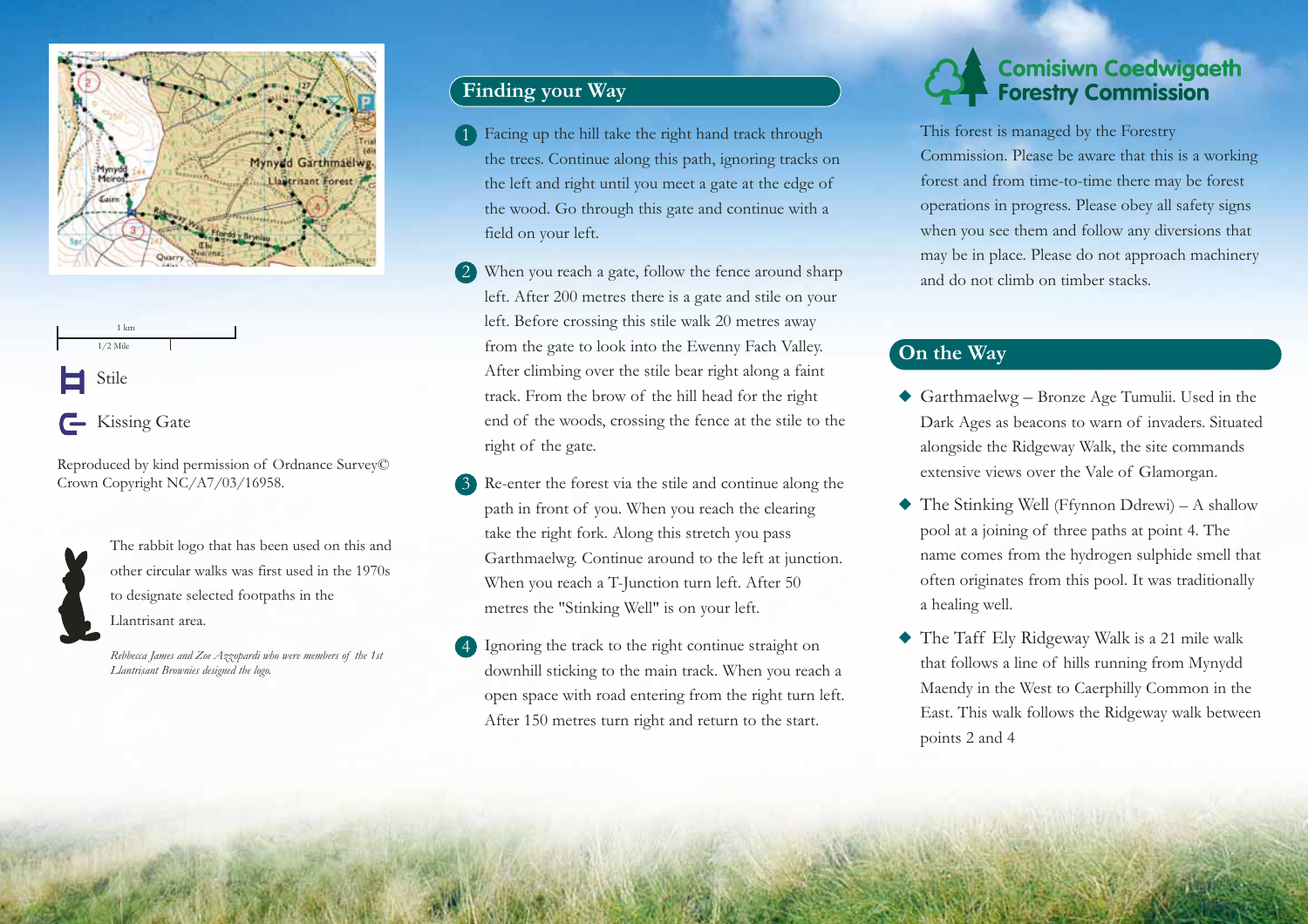1 km

1/2 Mile

Stile

Kissing Gate

Reproduced by kind permission of Ordnance Survey© Crown Copyright NC/A7/03/16958.

The rabbit logo that has been used on this and other circular walks was first used in the 1970s to designate selected footpaths in the Llantrisant area.

*Rebbecca James and Zoe Azzopardi who were members of the 1st Llantrisant Brownies designed the logo.*

## Finding your Way

1. Facing up the hill take the right hand track through the trees. Continue along this path, ignoring tracks on the left and right until you meet a gate at the edge of the wood. Go through this gate and continue with a field on your left.

2. When you reach a gate, follow the fence around sharp left. After 200 metres there is a gate and stile on your left. Before crossing this stile walk 20 metres away from the gate to look into the Ewenny Fach Valley. After climbing over the stile bear right along a faint track. From the brow of the hill head for the right end of the woods, crossing the fence at the stile to the right of the gate.

3. Re-enter the forest via the stile and continue along the path in front of you. When you reach the clearing take the right fork. Along this stretch you pass Garthmaelwg. Continue around to the left at junction. When you reach a T-Junction turn left. After 50 metres the "Stinking Well" is on your left.

4. Ignoring the track to the right continue straight on downhill sticking to the main track. When you reach a open space with road entering from the right turn left. After 150 metres turn right and return to the start.

**Comisiwn Coedwigaeth**
**Forestry Commission**

This forest is managed by the Forestry Commission. Please be aware that this is a working forest and from time-to-time there may be forest operations in progress. Please obey all safety signs when you see them and follow any diversions that may be in place. Please do not approach machinery and do not climb on timber stacks.

## On the Way

- Garthmaelwg – Bronze Age Tumulii. Used in the Dark Ages as beacons to warn of invaders. Situated alongside the Ridgeway Walk, the site commands extensive views over the Vale of Glamorgan.
- The Stinking Well (Ffynnon Ddrewi) – A shallow pool at a joining of three paths at point 4. The name comes from the hydrogen sulphide smell that often originates from this pool. It was traditionally a healing well.
- The Taff Ely Ridgeway Walk is a 21 mile walk that follows a line of hills running from Mynydd Maendy in the West to Caerphilly Common in the East. This walk follows the Ridgeway walk between points 2 and 4